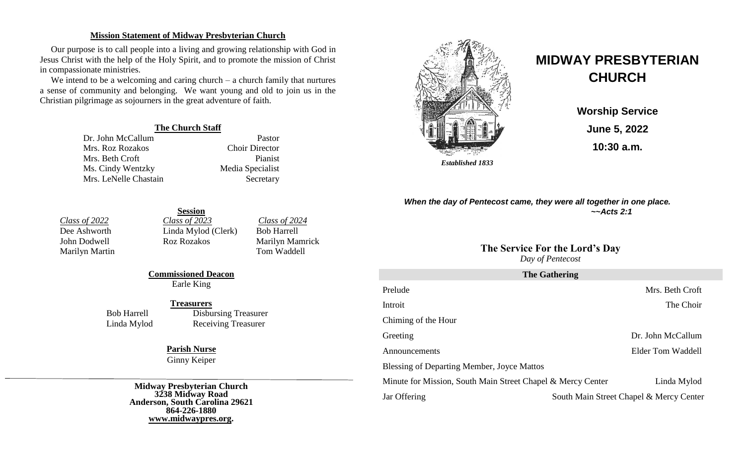### Mission Statement of Midway Presbyterian Church

Our purpose is to call people into a living and growing relationship with God in Jesus Christ with the help of the Holy Spirit, and to promote the mission of Christ in compassionate ministries.

We intend to be a welcoming and caring church – a church family that nurtures a sense of community and belonging. We want young and old to join us in the Christian pilgrimage as sojourners in the great adventure of faith.

### The Church Staff

| | |
|---|---|
| Dr. John McCallum | Pastor |
| Mrs. Roz Rozakos | Choir Director |
| Mrs. Beth Croft | Pianist |
| Ms. Cindy Wentzky | Media Specialist |
| Mrs. LeNelle Chastain | Secretary |

### Session

| *Class of 2022* | *Class of 2023* | *Class of 2024* |
|---|---|---|
| Dee Ashworth | Linda Mylod (Clerk) | Bob Harrell |
| John Dodwell | Roz Rozakos | Marilyn Mamrick |
| Marilyn Martin | | Tom Waddell |

### Commissioned Deacon

Earle King

### Treasurers

| | |
|---|---|
| Bob Harrell | Disbursing Treasurer |
| Linda Mylod | Receiving Treasurer |

### Parish Nurse

Ginny Keiper

**Midway Presbyterian Church**
**3238 Midway Road**
**Anderson, South Carolina 29621**
**864-226-1880**
**www.midwaypres.org.**

*Established 1833*

# MIDWAY PRESBYTERIAN CHURCH

**Worship Service**

**June 5, 2022**

**10:30 a.m.**

***When the day of Pentecost came, they were all together in one place.***
***~~Acts 2:1***

## The Service For the Lord's Day

*Day of Pentecost*

### The Gathering

| | |
|---|---|
| Prelude | Mrs. Beth Croft |
| Introit | The Choir |
| Chiming of the Hour | |
| Greeting | Dr. John McCallum |
| Announcements | Elder Tom Waddell |
| Blessing of Departing Member, Joyce Mattos | |
| Minute for Mission, South Main Street Chapel & Mercy Center | Linda Mylod |
| Jar Offering | South Main Street Chapel & Mercy Center |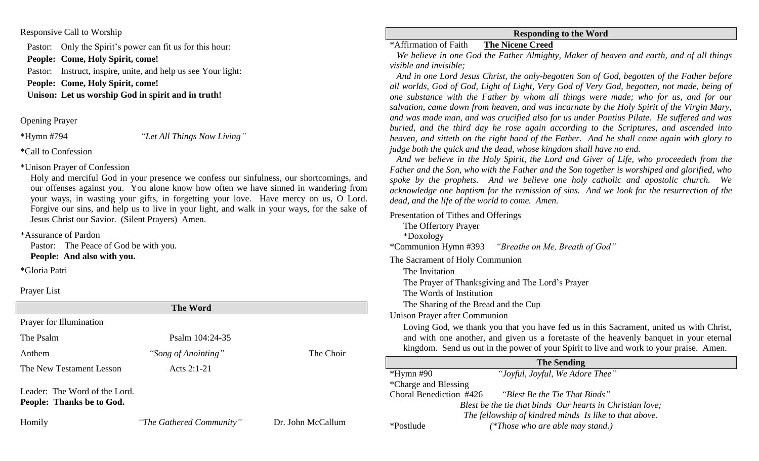Responsive Call to Worship

Pastor: Only the Spirit's power can fit us for this hour:

**People: Come, Holy Spirit, come!**

Pastor: Instruct, inspire, unite, and help us see Your light:

**People: Come, Holy Spirit, come!**

**Unison: Let us worship God in spirit and in truth!**

Opening Prayer

*Hymn #794 *"Let All Things Now Living"*

*Call to Confession

*Unison Prayer of Confession

Holy and merciful God in your presence we confess our sinfulness, our shortcomings, and our offenses against you. You alone know how often we have sinned in wandering from your ways, in wasting your gifts, in forgetting your love. Have mercy on us, O Lord. Forgive our sins, and help us to live in your light, and walk in your ways, for the sake of Jesus Christ our Savior. (Silent Prayers) Amen.

*Assurance of Pardon

Pastor: The Peace of God be with you.

**People: And also with you.**

*Gloria Patri

Prayer List

## The Word

Prayer for Illumination

The Psalm — Psalm 104:24-35

Anthem — *"Song of Anointing"* — The Choir

The New Testament Lesson — Acts 2:1-21

Leader: The Word of the Lord.

**People: Thanks be to God.**

Homily — *"The Gathered Community"* — Dr. John McCallum

## Responding to the Word

*Affirmation of Faith **The Nicene Creed**

*We believe in one God the Father Almighty, Maker of heaven and earth, and of all things visible and invisible;*

*And in one Lord Jesus Christ, the only-begotten Son of God, begotten of the Father before all worlds, God of God, Light of Light, Very God of Very God, begotten, not made, being of one substance with the Father by whom all things were made; who for us, and for our salvation, came down from heaven, and was incarnate by the Holy Spirit of the Virgin Mary, and was made man, and was crucified also for us under Pontius Pilate. He suffered and was buried, and the third day he rose again according to the Scriptures, and ascended into heaven, and sitteth on the right hand of the Father. And he shall come again with glory to judge both the quick and the dead, whose kingdom shall have no end.*

*And we believe in the Holy Spirit, the Lord and Giver of Life, who proceedeth from the Father and the Son, who with the Father and the Son together is worshiped and glorified, who spoke by the prophets. And we believe one holy catholic and apostolic church. We acknowledge one baptism for the remission of sins. And we look for the resurrection of the dead, and the life of the world to come. Amen.*

Presentation of Tithes and Offerings

- The Offertory Prayer
- *Doxology

*Communion Hymn #393 *"Breathe on Me, Breath of God"*

The Sacrament of Holy Communion

- The Invitation
- The Prayer of Thanksgiving and The Lord's Prayer
- The Words of Institution
- The Sharing of the Bread and the Cup

Unison Prayer after Communion

Loving God, we thank you that you have fed us in this Sacrament, united us with Christ, and with one another, and given us a foretaste of the heavenly banquet in your eternal kingdom. Send us out in the power of your Spirit to live and work to your praise. Amen.

## The Sending

*Hymn #90 *"Joyful, Joyful, We Adore Thee"*

*Charge and Blessing

Choral Benediction #426 *"Blest Be the Tie That Binds"*

*Blest be the tie that binds Our hearts in Christian love;*
*The fellowship of kindred minds Is like to that above.*

*Postlude *(*Those who are able may stand.)*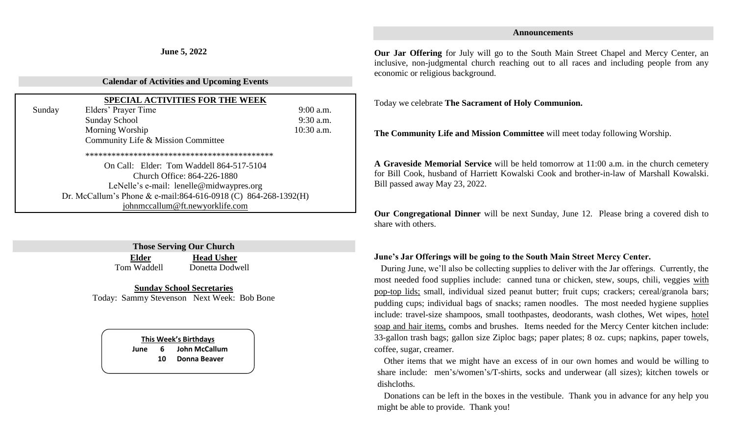**June 5, 2022**

## Calendar of Activities and Upcoming Events

### SPECIAL ACTIVITIES FOR THE WEEK

| | | |
|---|---|---|
| Sunday | Elders' Prayer Time | 9:00 a.m. |
| | Sunday School | 9:30 a.m. |
| | Morning Worship | 10:30 a.m. |
| | Community Life & Mission Committee | |

\*\*\*\*\*\*\*\*\*\*\*\*\*\*\*\*\*\*\*\*\*\*\*\*\*\*\*\*\*\*\*\*\*\*\*\*\*\*\*\*\*\*\*\*\*

On Call: Elder: Tom Waddell 864-517-5104
Church Office: 864-226-1880
LeNelle's e-mail: lenelle@midwaypres.org
Dr. McCallum's Phone & e-mail:864-616-0918 (C) 864-268-1392(H)
johnmccallum@ft.newyorklife.com

## Those Serving Our Church

| Elder | Head Usher |
|---|---|
| Tom Waddell | Donetta Dodwell |

**Sunday School Secretaries**

Today: Sammy Stevenson Next Week: Bob Bone

**This Week's Birthdays**

| | | |
|---|---|---|
| June | 6 | John McCallum |
| | 10 | Donna Beaver |

## Announcements

**Our Jar Offering** for July will go to the South Main Street Chapel and Mercy Center, an inclusive, non-judgmental church reaching out to all races and including people from any economic or religious background.

Today we celebrate **The Sacrament of Holy Communion.**

**The Community Life and Mission Committee** will meet today following Worship.

**A Graveside Memorial Service** will be held tomorrow at 11:00 a.m. in the church cemetery for Bill Cook, husband of Harriett Kowalski Cook and brother-in-law of Marshall Kowalski. Bill passed away May 23, 2022.

**Our Congregational Dinner** will be next Sunday, June 12. Please bring a covered dish to share with others.

**June's Jar Offerings will be going to the South Main Street Mercy Center.**

During June, we'll also be collecting supplies to deliver with the Jar offerings. Currently, the most needed food supplies include: canned tuna or chicken, stew, soups, chili, veggies with pop-top lids; small, individual sized peanut butter; fruit cups; crackers; cereal/granola bars; pudding cups; individual bags of snacks; ramen noodles. The most needed hygiene supplies include: travel-size shampoos, small toothpastes, deodorants, wash clothes, Wet wipes, hotel soap and hair items, combs and brushes. Items needed for the Mercy Center kitchen include: 33-gallon trash bags; gallon size Ziploc bags; paper plates; 8 oz. cups; napkins, paper towels, coffee, sugar, creamer.

Other items that we might have an excess of in our own homes and would be willing to share include: men's/women's/T-shirts, socks and underwear (all sizes); kitchen towels or dishcloths.

Donations can be left in the boxes in the vestibule. Thank you in advance for any help you might be able to provide. Thank you!